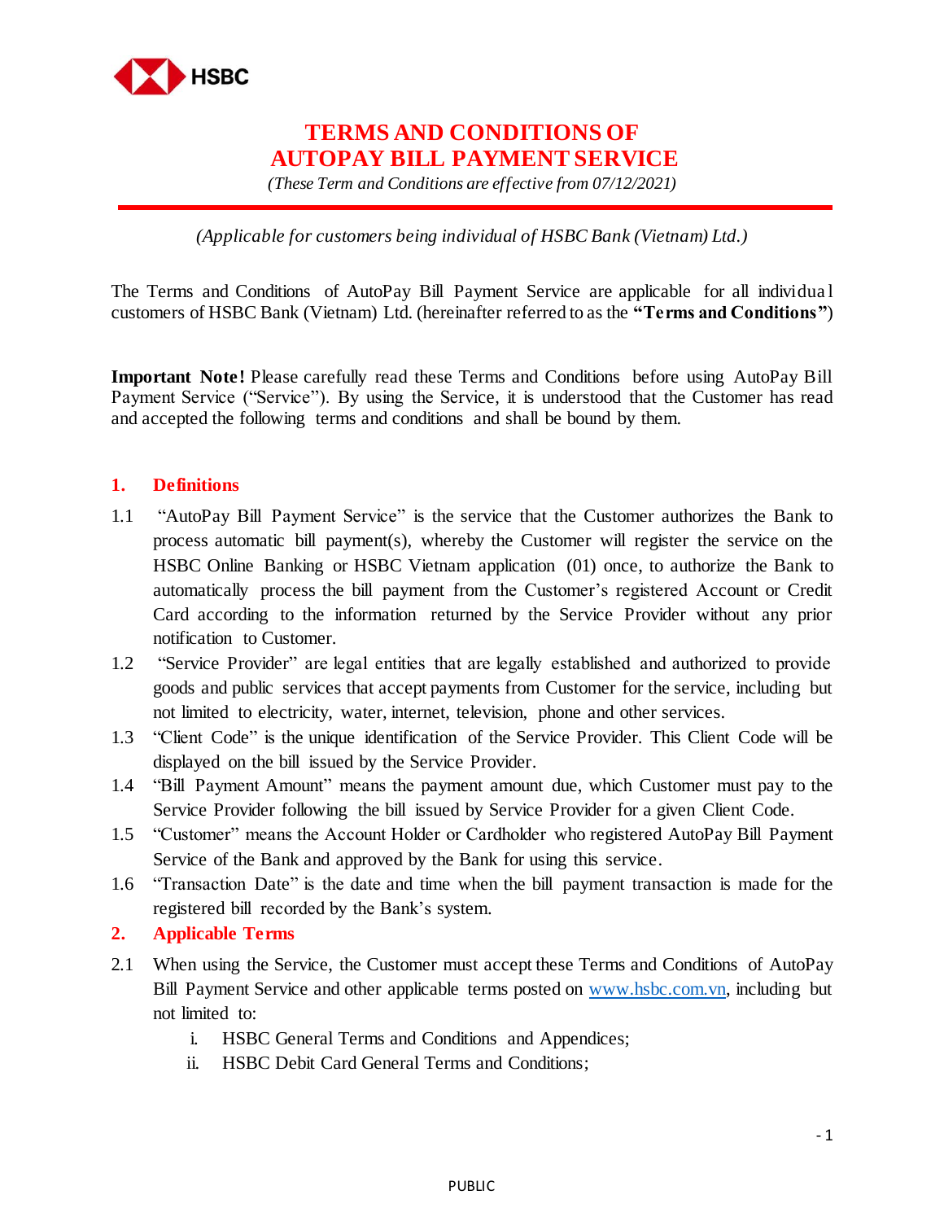# TERMS AND CONDITIONS OF AUTOPAY BILL PAYMENT SERVICE

*(These Term and Conditions are effective from 07/12/2021)*

*(Applicable for customers being individual of HSBC Bank (Vietnam) Ltd.)*

The Terms and Conditions of AutoPay Bill Payment Service are applicable for all individual customers of HSBC Bank (Vietnam) Ltd. (hereinafter referred to as the **"Terms and Conditions"**)

**Important Note!** Please carefully read these Terms and Conditions before using AutoPay Bill Payment Service ("Service"). By using the Service, it is understood that the Customer has read and accepted the following terms and conditions and shall be bound by them.

## 1. Definitions

1.1 "AutoPay Bill Payment Service" is the service that the Customer authorizes the Bank to process automatic bill payment(s), whereby the Customer will register the service on the HSBC Online Banking or HSBC Vietnam application (01) once, to authorize the Bank to automatically process the bill payment from the Customer's registered Account or Credit Card according to the information returned by the Service Provider without any prior notification to Customer.

1.2 "Service Provider" are legal entities that are legally established and authorized to provide goods and public services that accept payments from Customer for the service, including but not limited to electricity, water, internet, television, phone and other services.

1.3 "Client Code" is the unique identification of the Service Provider. This Client Code will be displayed on the bill issued by the Service Provider.

1.4 "Bill Payment Amount" means the payment amount due, which Customer must pay to the Service Provider following the bill issued by Service Provider for a given Client Code.

1.5 "Customer" means the Account Holder or Cardholder who registered AutoPay Bill Payment Service of the Bank and approved by the Bank for using this service.

1.6 "Transaction Date" is the date and time when the bill payment transaction is made for the registered bill recorded by the Bank's system.

## 2. Applicable Terms

2.1 When using the Service, the Customer must accept these Terms and Conditions of AutoPay Bill Payment Service and other applicable terms posted on www.hsbc.com.vn, including but not limited to:

i. HSBC General Terms and Conditions and Appendices;

ii. HSBC Debit Card General Terms and Conditions;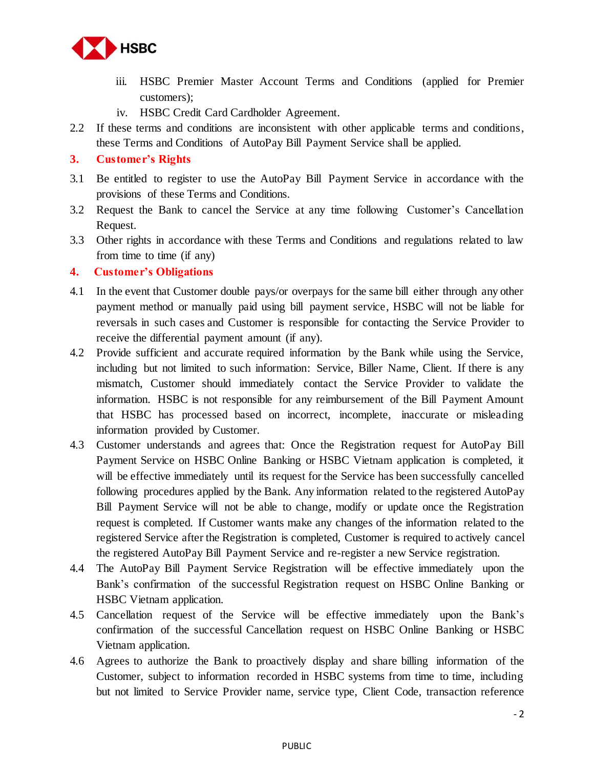iii. HSBC Premier Master Account Terms and Conditions (applied for Premier customers);

iv. HSBC Credit Card Cardholder Agreement.

2.2 If these terms and conditions are inconsistent with other applicable terms and conditions, these Terms and Conditions of AutoPay Bill Payment Service shall be applied.

## 3. Customer's Rights

3.1 Be entitled to register to use the AutoPay Bill Payment Service in accordance with the provisions of these Terms and Conditions.

3.2 Request the Bank to cancel the Service at any time following Customer's Cancellation Request.

3.3 Other rights in accordance with these Terms and Conditions and regulations related to law from time to time (if any)

## 4. Customer's Obligations

4.1 In the event that Customer double pays/or overpays for the same bill either through any other payment method or manually paid using bill payment service, HSBC will not be liable for reversals in such cases and Customer is responsible for contacting the Service Provider to receive the differential payment amount (if any).

4.2 Provide sufficient and accurate required information by the Bank while using the Service, including but not limited to such information: Service, Biller Name, Client. If there is any mismatch, Customer should immediately contact the Service Provider to validate the information. HSBC is not responsible for any reimbursement of the Bill Payment Amount that HSBC has processed based on incorrect, incomplete, inaccurate or misleading information provided by Customer.

4.3 Customer understands and agrees that: Once the Registration request for AutoPay Bill Payment Service on HSBC Online Banking or HSBC Vietnam application is completed, it will be effective immediately until its request for the Service has successfully cancelled following procedures applied by the Bank. Any information related to the registered AutoPay Bill Payment Service will not be able to change, modify or update once the Registration request is completed. If Customer wants make any changes of the information related to the registered Service after the Registration is completed, Customer is required to actively cancel the registered AutoPay Bill Payment Service and re-register a new Service registration.

4.4 The AutoPay Bill Payment Service Registration will be effective immediately upon the Bank's confirmation of the successful Registration request on HSBC Online Banking or HSBC Vietnam application.

4.5 Cancellation request of the Service will be effective immediately upon the Bank's confirmation of the successful Cancellation request on HSBC Online Banking or HSBC Vietnam application.

4.6 Agrees to authorize the Bank to proactively display and share billing information of the Customer, subject to information recorded in HSBC systems from time to time, including but not limited to Service Provider name, service type, Client Code, transaction reference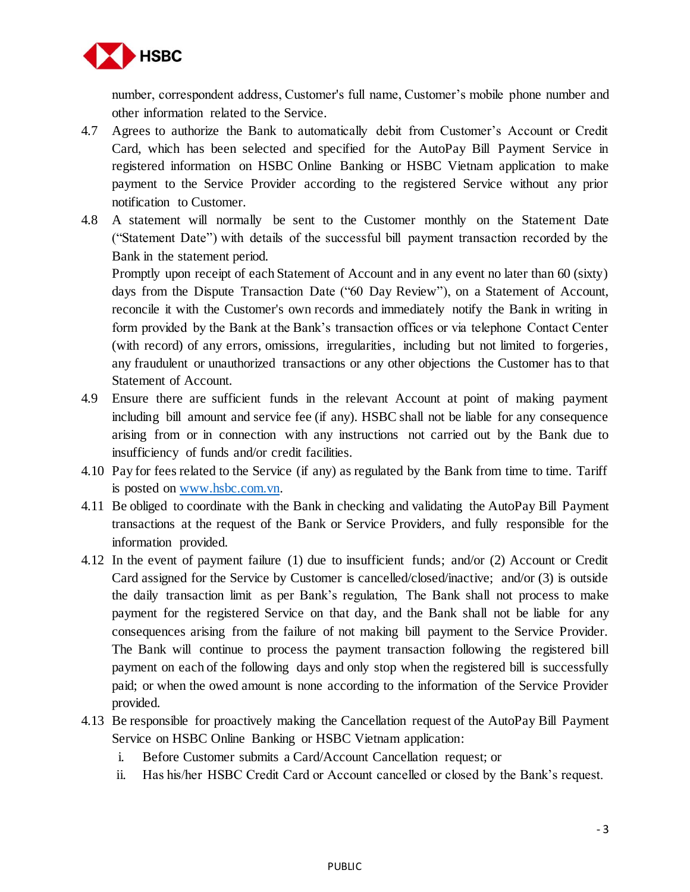number, correspondent address, Customer's full name, Customer's mobile phone number and other information related to the Service.

4.7 Agrees to authorize the Bank to automatically debit from Customer's Account or Credit Card, which has been selected and specified for the AutoPay Bill Payment Service in registered information on HSBC Online Banking or HSBC Vietnam application to make payment to the Service Provider according to the registered Service without any prior notification to Customer.

4.8 A statement will normally be sent to the Customer monthly on the Statement Date ("Statement Date") with details of the successful bill payment transaction recorded by the Bank in the statement period.

Promptly upon receipt of each Statement of Account and in any event no later than 60 (sixty) days from the Dispute Transaction Date ("60 Day Review"), on a Statement of Account, reconcile it with the Customer's own records and immediately notify the Bank in writing in form provided by the Bank at the Bank's transaction offices or via telephone Contact Center (with record) of any errors, omissions, irregularities, including but not limited to forgeries, any fraudulent or unauthorized transactions or any other objections the Customer has to that Statement of Account.

4.9 Ensure there are sufficient funds in the relevant Account at point of making payment including bill amount and service fee (if any). HSBC shall not be liable for any consequence arising from or in connection with any instructions not carried out by the Bank due to insufficiency of funds and/or credit facilities.

4.10 Pay for fees related to the Service (if any) as regulated by the Bank from time to time. Tariff is posted on www.hsbc.com.vn.

4.11 Be obliged to coordinate with the Bank in checking and validating the AutoPay Bill Payment transactions at the request of the Bank or Service Providers, and fully responsible for the information provided.

4.12 In the event of payment failure (1) due to insufficient funds; and/or (2) Account or Credit Card assigned for the Service by Customer is cancelled/closed/inactive; and/or (3) is outside the daily transaction limit as per Bank's regulation, The Bank shall not process to make payment for the registered Service on that day, and the Bank shall not be liable for any consequences arising from the failure of not making bill payment to the Service Provider. The Bank will continue to process the payment transaction following the registered bill payment on each of the following days and only stop when the registered bill is successfully paid; or when the owed amount is none according to the information of the Service Provider provided.

4.13 Be responsible for proactively making the Cancellation request of the AutoPay Bill Payment Service on HSBC Online Banking or HSBC Vietnam application:

   i. Before Customer submits a Card/Account Cancellation request; or
   ii. Has his/her HSBC Credit Card or Account cancelled or closed by the Bank's request.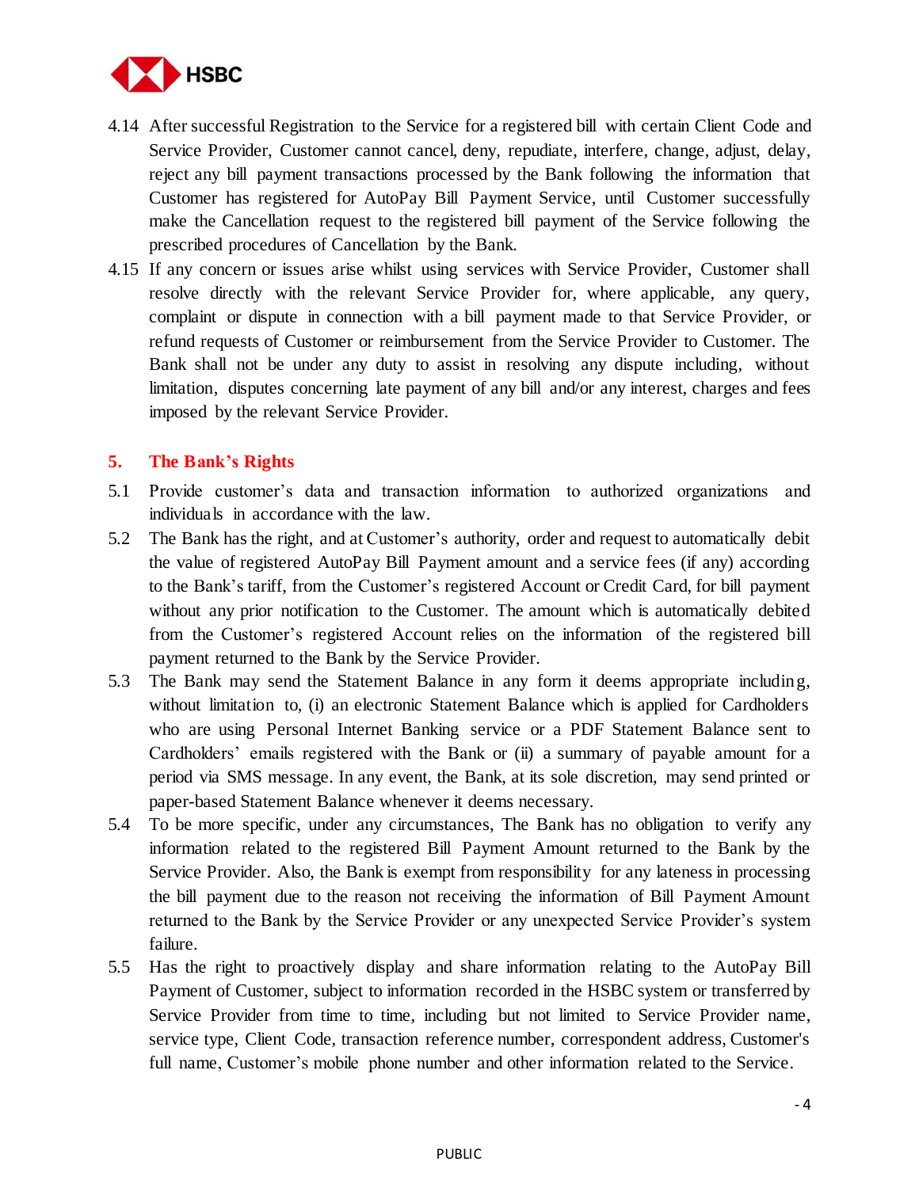4.14 After successful Registration to the Service for a registered bill with certain Client Code and Service Provider, Customer cannot cancel, deny, repudiate, interfere, change, adjust, delay, reject any bill payment transactions processed by the Bank following the information that Customer has registered for AutoPay Bill Payment Service, until Customer successfully make the Cancellation request to the registered bill payment of the Service following the prescribed procedures of Cancellation by the Bank.

4.15 If any concern or issues arise whilst using services with Service Provider, Customer shall resolve directly with the relevant Service Provider for, where applicable, any query, complaint or dispute in connection with a bill payment made to that Service Provider, or refund requests of Customer or reimbursement from the Service Provider to Customer. The Bank shall not be under any duty to assist in resolving any dispute including, without limitation, disputes concerning late payment of any bill and/or any interest, charges and fees imposed by the relevant Service Provider.

## 5. The Bank's Rights

5.1 Provide customer's data and transaction information to authorized organizations and individuals in accordance with the law.

5.2 The Bank has the right, and at Customer's authority, order and request to automatically debit the value of registered AutoPay Bill Payment amount and a service fees (if any) according to the Bank's tariff, from the Customer's registered Account or Credit Card, for bill payment without any prior notification to the Customer. The amount which is automatically debited from the Customer's registered Account relies on the information of the registered bill payment returned to the Bank by the Service Provider.

5.3 The Bank may send the Statement Balance in any form it deems appropriate including, without limitation to, (i) an electronic Statement Balance which is applied for Cardholders who are using Personal Internet Banking service or a PDF Statement Balance sent to Cardholders' emails registered with the Bank or (ii) a summary of payable amount for a period via SMS message. In any event, the Bank, at its sole discretion, may send printed or paper-based Statement Balance whenever it deems necessary.

5.4 To be more specific, under any circumstances, The Bank has no obligation to verify any information related to the registered Bill Payment Amount returned to the Bank by the Service Provider. Also, the Bank is exempt from responsibility for any lateness in processing the bill payment due to the reason not receiving the information of Bill Payment Amount returned to the Bank by the Service Provider or any unexpected Service Provider's system failure.

5.5 Has the right to proactively display and share information relating to the AutoPay Bill Payment of Customer, subject to information recorded in the HSBC system or transferred by Service Provider from time to time, including but not limited to Service Provider name, service type, Client Code, transaction reference number, correspondent address, Customer's full name, Customer's mobile phone number and other information related to the Service.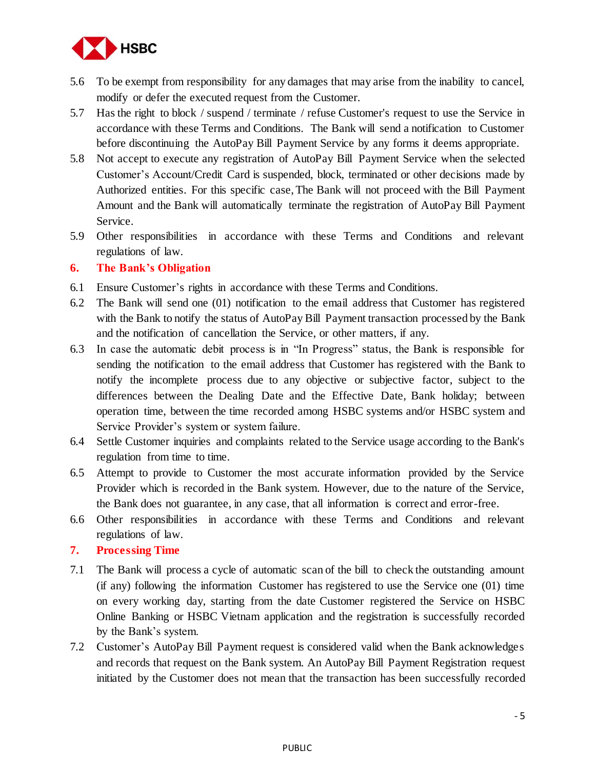5.6 To be exempt from responsibility for any damages that may arise from the inability to cancel, modify or defer the executed request from the Customer.

5.7 Has the right to block / suspend / terminate / refuse Customer's request to use the Service in accordance with these Terms and Conditions. The Bank will send a notification to Customer before discontinuing the AutoPay Bill Payment Service by any forms it deems appropriate.

5.8 Not accept to execute any registration of AutoPay Bill Payment Service when the selected Customer's Account/Credit Card is suspended, block, terminated or other decisions made by Authorized entities. For this specific case, The Bank will not proceed with the Bill Payment Amount and the Bank will automatically terminate the registration of AutoPay Bill Payment Service.

5.9 Other responsibilities in accordance with these Terms and Conditions and relevant regulations of law.

## 6. The Bank's Obligation

6.1 Ensure Customer's rights in accordance with these Terms and Conditions.

6.2 The Bank will send one (01) notification to the email address that Customer has registered with the Bank to notify the status of AutoPay Bill Payment transaction processed by the Bank and the notification of cancellation the Service, or other matters, if any.

6.3 In case the automatic debit process is in "In Progress" status, the Bank is responsible for sending the notification to the email address that Customer has registered with the Bank to notify the incomplete process due to any objective or subjective factor, subject to the differences between the Dealing Date and the Effective Date, Bank holiday; between operation time, between the time recorded among HSBC systems and/or HSBC system and Service Provider's system or system failure.

6.4 Settle Customer inquiries and complaints related to the Service usage according to the Bank's regulation from time to time.

6.5 Attempt to provide to Customer the most accurate information provided by the Service Provider which is recorded in the Bank system. However, due to the nature of the Service, the Bank does not guarantee, in any case, that all information is correct and error-free.

6.6 Other responsibilities in accordance with these Terms and Conditions and relevant regulations of law.

## 7. Processing Time

7.1 The Bank will process a cycle of automatic scan of the bill to check the outstanding amount (if any) following the information Customer has registered to use the Service one (01) time on every working day, starting from the date Customer registered the Service on HSBC Online Banking or HSBC Vietnam application and the registration is successfully recorded by the Bank's system.

7.2 Customer's AutoPay Bill Payment request is considered valid when the Bank acknowledges and records that request on the Bank system. An AutoPay Bill Payment Registration request initiated by the Customer does not mean that the transaction has been successfully recorded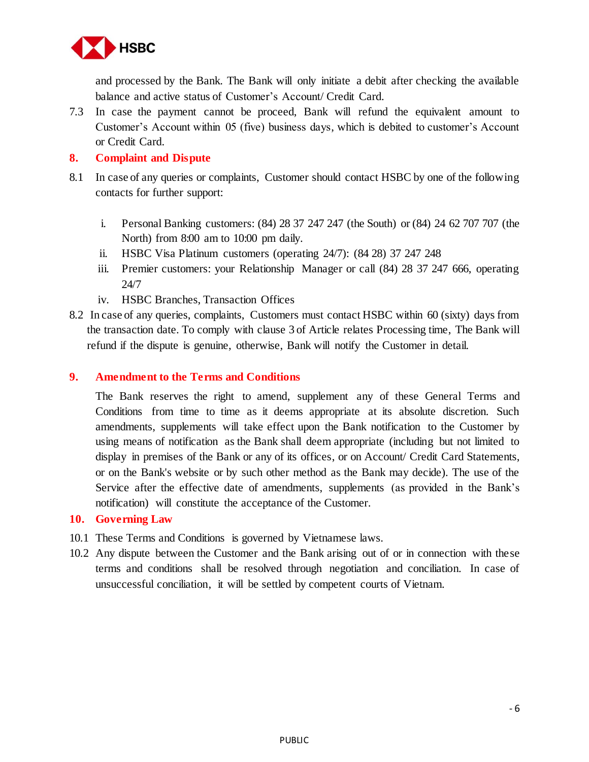and processed by the Bank. The Bank will only initiate a debit after checking the available balance and active status of Customer's Account/ Credit Card.

7.3 In case the payment cannot be proceed, Bank will refund the equivalent amount to Customer's Account within 05 (five) business days, which is debited to customer's Account or Credit Card.

## 8. Complaint and Dispute

8.1 In case of any queries or complaints, Customer should contact HSBC by one of the following contacts for further support:

i. Personal Banking customers: (84) 28 37 247 247 (the South) or (84) 24 62 707 707 (the North) from 8:00 am to 10:00 pm daily.
ii. HSBC Visa Platinum customers (operating 24/7): (84 28) 37 247 248
iii. Premier customers: your Relationship Manager or call (84) 28 37 247 666, operating 24/7
iv. HSBC Branches, Transaction Offices

8.2 In case of any queries, complaints, Customers must contact HSBC within 60 (sixty) days from the transaction date. To comply with clause 3 of Article relates Processing time, The Bank will refund if the dispute is genuine, otherwise, Bank will notify the Customer in detail.

## 9. Amendment to the Terms and Conditions

The Bank reserves the right to amend, supplement any of these General Terms and Conditions from time to time as it deems appropriate at its absolute discretion. Such amendments, supplements will take effect upon the Bank notification to the Customer by using means of notification as the Bank shall deem appropriate (including but not limited to display in premises of the Bank or any of its offices, or on Account/ Credit Card Statements, or on the Bank's website or by such other method as the Bank may decide). The use of the Service after the effective date of amendments, supplements (as provided in the Bank's notification) will constitute the acceptance of the Customer.

## 10. Governing Law

10.1 These Terms and Conditions is governed by Vietnamese laws.

10.2 Any dispute between the Customer and the Bank arising out of or in connection with these terms and conditions shall be resolved through negotiation and conciliation. In case of unsuccessful conciliation, it will be settled by competent courts of Vietnam.